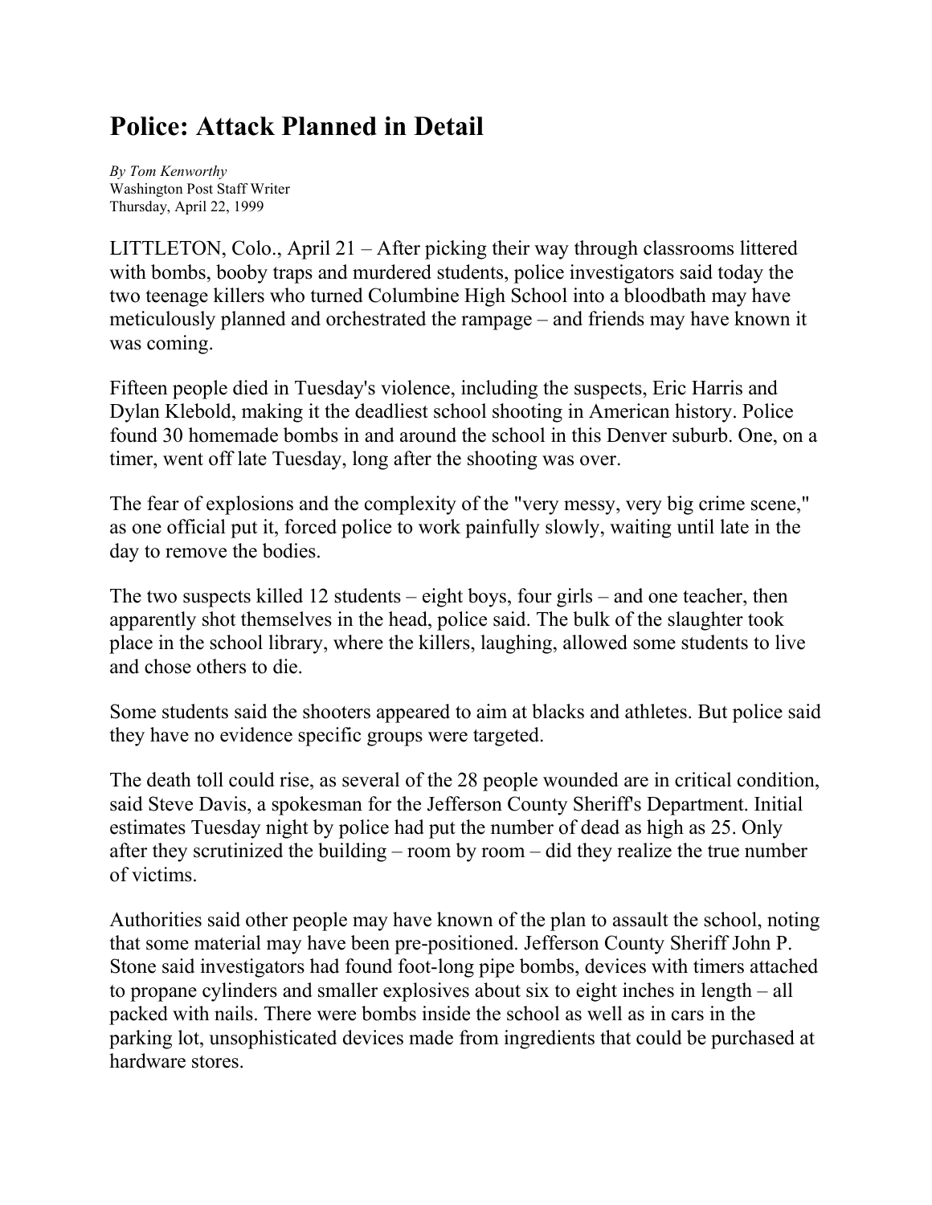# Police: Attack Planned in Detail

*By Tom Kenworthy*
Washington Post Staff Writer
Thursday, April 22, 1999

LITTLETON, Colo., April 21 – After picking their way through classrooms littered with bombs, booby traps and murdered students, police investigators said today the two teenage killers who turned Columbine High School into a bloodbath may have meticulously planned and orchestrated the rampage – and friends may have known it was coming.

Fifteen people died in Tuesday's violence, including the suspects, Eric Harris and Dylan Klebold, making it the deadliest school shooting in American history. Police found 30 homemade bombs in and around the school in this Denver suburb. One, on a timer, went off late Tuesday, long after the shooting was over.

The fear of explosions and the complexity of the "very messy, very big crime scene," as one official put it, forced police to work painfully slowly, waiting until late in the day to remove the bodies.

The two suspects killed 12 students – eight boys, four girls – and one teacher, then apparently shot themselves in the head, police said. The bulk of the slaughter took place in the school library, where the killers, laughing, allowed some students to live and chose others to die.

Some students said the shooters appeared to aim at blacks and athletes. But police said they have no evidence specific groups were targeted.

The death toll could rise, as several of the 28 people wounded are in critical condition, said Steve Davis, a spokesman for the Jefferson County Sheriff's Department. Initial estimates Tuesday night by police had put the number of dead as high as 25. Only after they scrutinized the building – room by room – did they realize the true number of victims.

Authorities said other people may have known of the plan to assault the school, noting that some material may have been pre-positioned. Jefferson County Sheriff John P. Stone said investigators had found foot-long pipe bombs, devices with timers attached to propane cylinders and smaller explosives about six to eight inches in length – all packed with nails. There were bombs inside the school as well as in cars in the parking lot, unsophisticated devices made from ingredients that could be purchased at hardware stores.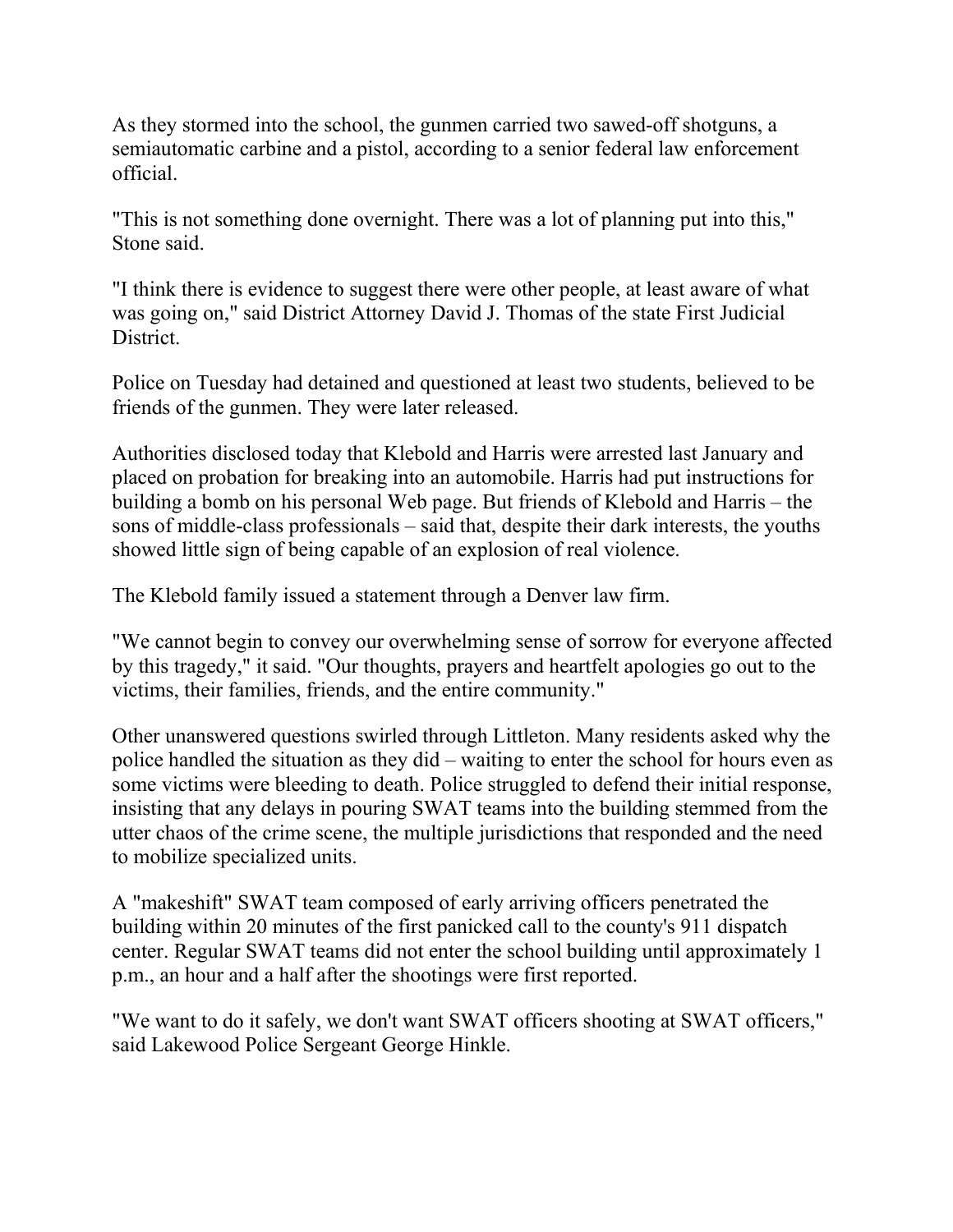As they stormed into the school, the gunmen carried two sawed-off shotguns, a semiautomatic carbine and a pistol, according to a senior federal law enforcement official.

"This is not something done overnight. There was a lot of planning put into this," Stone said.

"I think there is evidence to suggest there were other people, at least aware of what was going on," said District Attorney David J. Thomas of the state First Judicial District.

Police on Tuesday had detained and questioned at least two students, believed to be friends of the gunmen. They were later released.

Authorities disclosed today that Klebold and Harris were arrested last January and placed on probation for breaking into an automobile. Harris had put instructions for building a bomb on his personal Web page. But friends of Klebold and Harris – the sons of middle-class professionals – said that, despite their dark interests, the youths showed little sign of being capable of an explosion of real violence.

The Klebold family issued a statement through a Denver law firm.

"We cannot begin to convey our overwhelming sense of sorrow for everyone affected by this tragedy," it said. "Our thoughts, prayers and heartfelt apologies go out to the victims, their families, friends, and the entire community."

Other unanswered questions swirled through Littleton. Many residents asked why the police handled the situation as they did – waiting to enter the school for hours even as some victims were bleeding to death. Police struggled to defend their initial response, insisting that any delays in pouring SWAT teams into the building stemmed from the utter chaos of the crime scene, the multiple jurisdictions that responded and the need to mobilize specialized units.

A "makeshift" SWAT team composed of early arriving officers penetrated the building within 20 minutes of the first panicked call to the county's 911 dispatch center. Regular SWAT teams did not enter the school building until approximately 1 p.m., an hour and a half after the shootings were first reported.

"We want to do it safely, we don't want SWAT officers shooting at SWAT officers," said Lakewood Police Sergeant George Hinkle.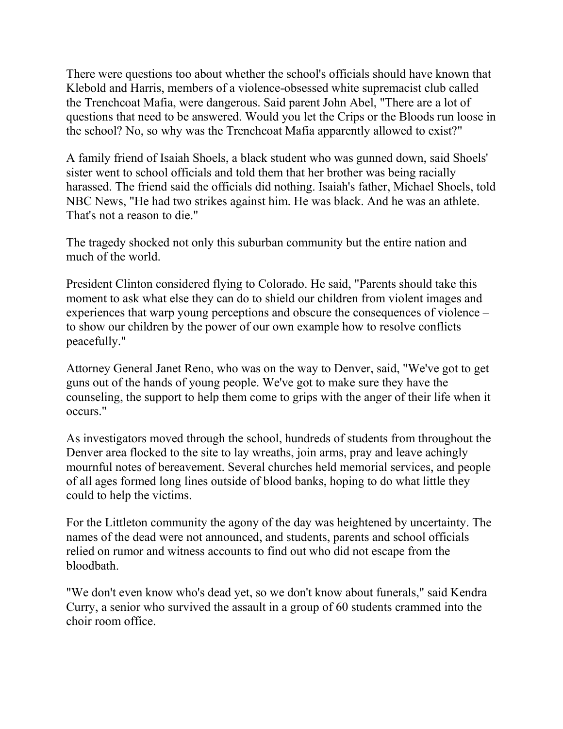There were questions too about whether the school's officials should have known that Klebold and Harris, members of a violence-obsessed white supremacist club called the Trenchcoat Mafia, were dangerous. Said parent John Abel, "There are a lot of questions that need to be answered. Would you let the Crips or the Bloods run loose in the school? No, so why was the Trenchcoat Mafia apparently allowed to exist?"

A family friend of Isaiah Shoels, a black student who was gunned down, said Shoels' sister went to school officials and told them that her brother was being racially harassed. The friend said the officials did nothing. Isaiah's father, Michael Shoels, told NBC News, "He had two strikes against him. He was black. And he was an athlete. That's not a reason to die."

The tragedy shocked not only this suburban community but the entire nation and much of the world.

President Clinton considered flying to Colorado. He said, "Parents should take this moment to ask what else they can do to shield our children from violent images and experiences that warp young perceptions and obscure the consequences of violence – to show our children by the power of our own example how to resolve conflicts peacefully."

Attorney General Janet Reno, who was on the way to Denver, said, "We've got to get guns out of the hands of young people. We've got to make sure they have the counseling, the support to help them come to grips with the anger of their life when it occurs."

As investigators moved through the school, hundreds of students from throughout the Denver area flocked to the site to lay wreaths, join arms, pray and leave achingly mournful notes of bereavement. Several churches held memorial services, and people of all ages formed long lines outside of blood banks, hoping to do what little they could to help the victims.

For the Littleton community the agony of the day was heightened by uncertainty. The names of the dead were not announced, and students, parents and school officials relied on rumor and witness accounts to find out who did not escape from the bloodbath.

"We don't even know who's dead yet, so we don't know about funerals," said Kendra Curry, a senior who survived the assault in a group of 60 students crammed into the choir room office.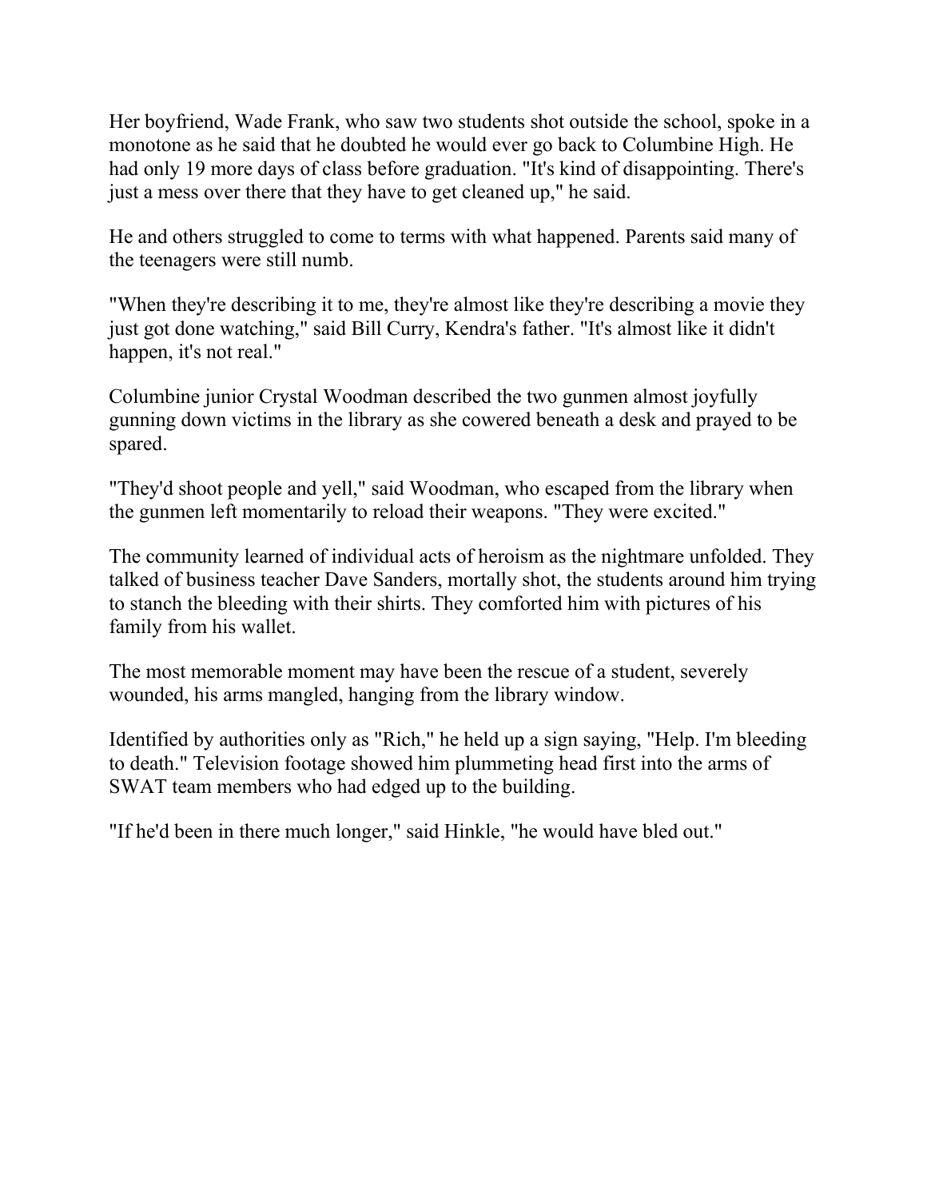Her boyfriend, Wade Frank, who saw two students shot outside the school, spoke in a monotone as he said that he doubted he would ever go back to Columbine High. He had only 19 more days of class before graduation. "It's kind of disappointing. There's just a mess over there that they have to get cleaned up," he said.

He and others struggled to come to terms with what happened. Parents said many of the teenagers were still numb.

"When they're describing it to me, they're almost like they're describing a movie they just got done watching," said Bill Curry, Kendra's father. "It's almost like it didn't happen, it's not real."

Columbine junior Crystal Woodman described the two gunmen almost joyfully gunning down victims in the library as she cowered beneath a desk and prayed to be spared.

"They'd shoot people and yell," said Woodman, who escaped from the library when the gunmen left momentarily to reload their weapons. "They were excited."

The community learned of individual acts of heroism as the nightmare unfolded. They talked of business teacher Dave Sanders, mortally shot, the students around him trying to stanch the bleeding with their shirts. They comforted him with pictures of his family from his wallet.

The most memorable moment may have been the rescue of a student, severely wounded, his arms mangled, hanging from the library window.

Identified by authorities only as "Rich," he held up a sign saying, "Help. I'm bleeding to death." Television footage showed him plummeting head first into the arms of SWAT team members who had edged up to the building.

"If he'd been in there much longer," said Hinkle, "he would have bled out."